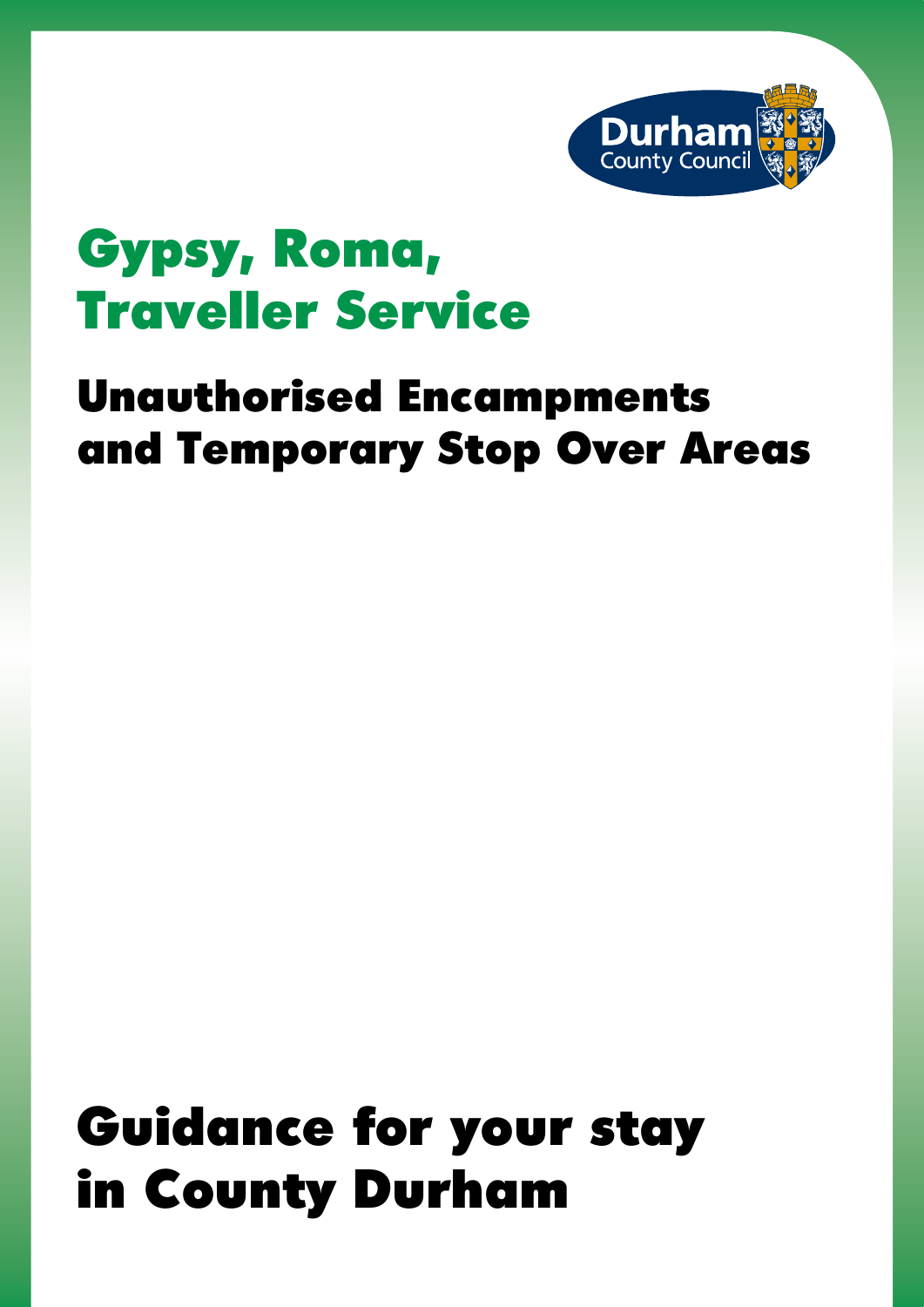Durham County Council

# Gypsy, Roma, Traveller Service

## Unauthorised Encampments and Temporary Stop Over Areas

# Guidance for your stay in County Durham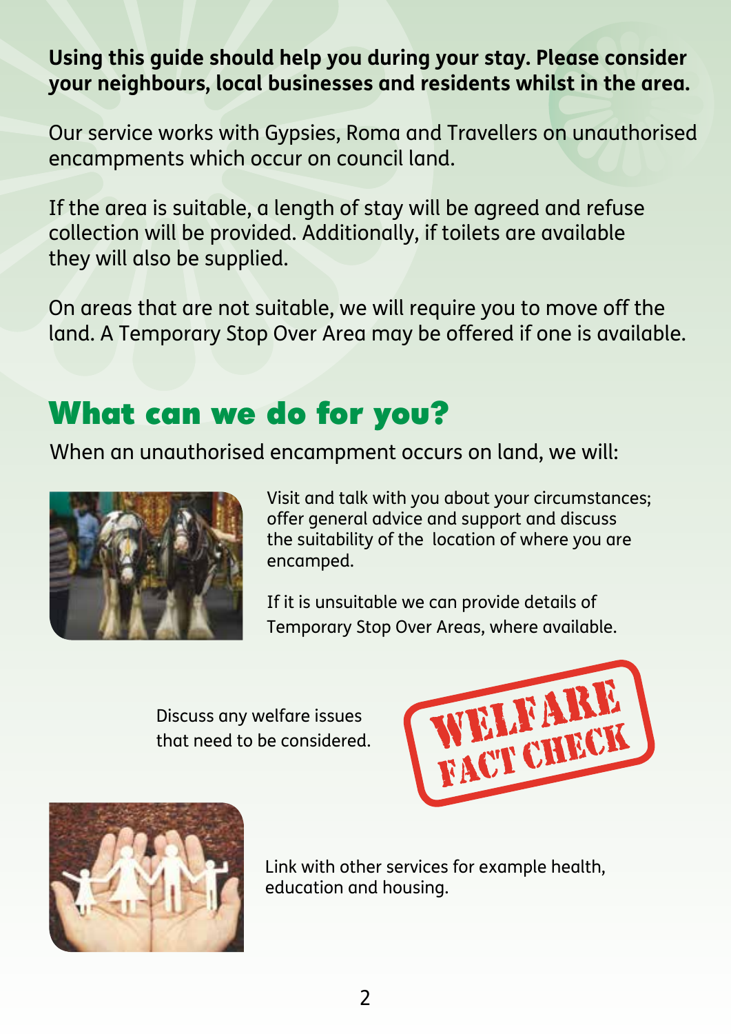**Using this guide should help you during your stay. Please consider your neighbours, local businesses and residents whilst in the area.**

Our service works with Gypsies, Roma and Travellers on unauthorised encampments which occur on council land.

If the area is suitable, a length of stay will be agreed and refuse collection will be provided. Additionally, if toilets are available they will also be supplied.

On areas that are not suitable, we will require you to move off the land. A Temporary Stop Over Area may be offered if one is available.

## What can we do for you?

When an unauthorised encampment occurs on land, we will:

Visit and talk with you about your circumstances; offer general advice and support and discuss the suitability of the location of where you are encamped.

If it is unsuitable we can provide details of Temporary Stop Over Areas, where available.

Discuss any welfare issues that need to be considered.

WELFARE FACT CHECK

Link with other services for example health, education and housing.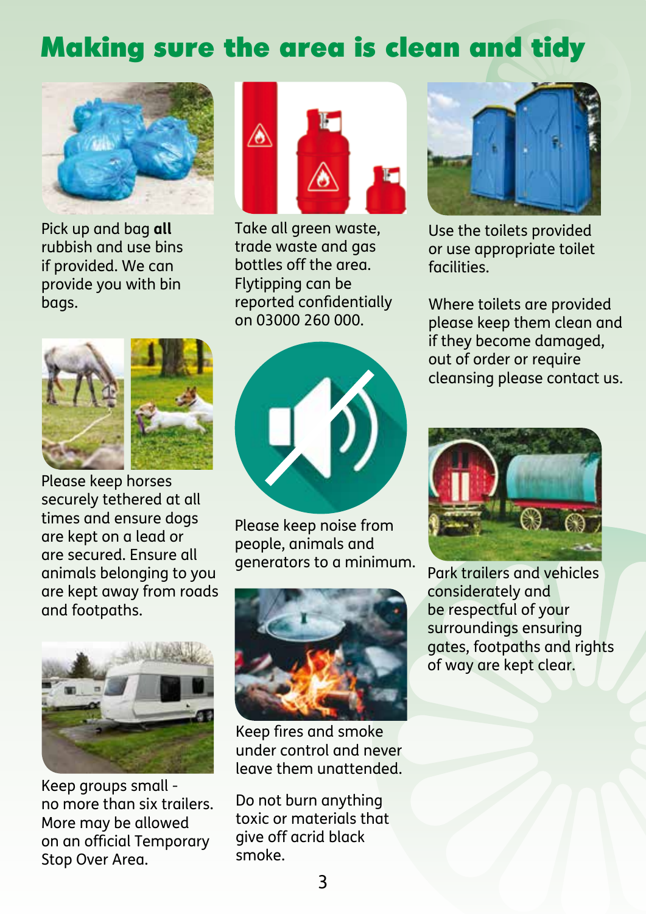# Making sure the area is clean and tidy

Pick up and bag **all** rubbish and use bins if provided. We can provide you with bin bags.

Please keep horses securely tethered at all times and ensure dogs are kept on a lead or are secured. Ensure all animals belonging to you are kept away from roads and footpaths.

Keep groups small - no more than six trailers. More may be allowed on an official Temporary Stop Over Area.

Take all green waste, trade waste and gas bottles off the area. Flytipping can be reported confidentially on 03000 260 000.

Please keep noise from people, animals and generators to a minimum.

Keep fires and smoke under control and never leave them unattended.

Do not burn anything toxic or materials that give off acrid black smoke.

Use the toilets provided or use appropriate toilet facilities.

Where toilets are provided please keep them clean and if they become damaged, out of order or require cleansing please contact us.

Park trailers and vehicles considerately and be respectful of your surroundings ensuring gates, footpaths and rights of way are kept clear.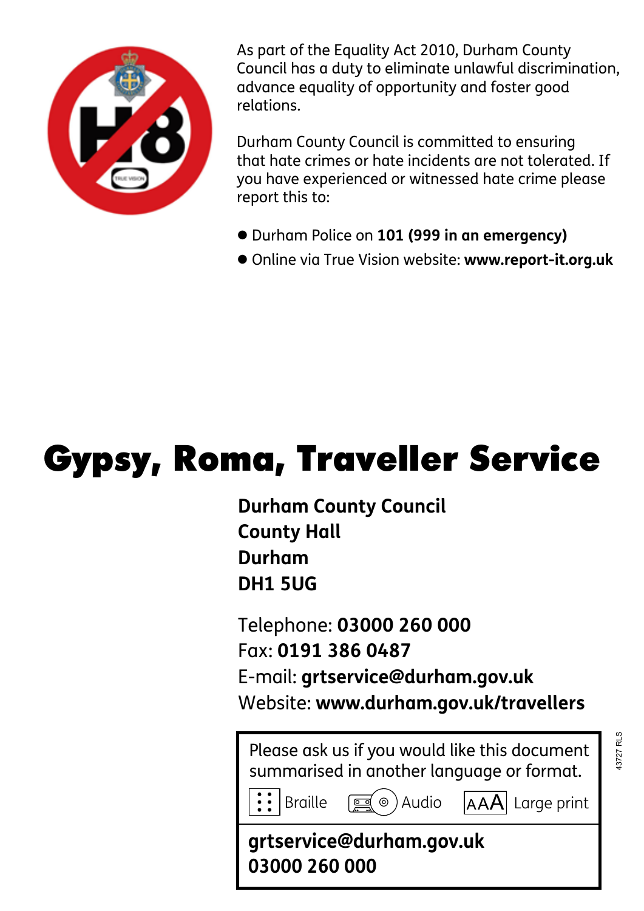As part of the Equality Act 2010, Durham County Council has a duty to eliminate unlawful discrimination, advance equality of opportunity and foster good relations.

Durham County Council is committed to ensuring that hate crimes or hate incidents are not tolerated. If you have experienced or witnessed hate crime please report this to:

- Durham Police on **101 (999 in an emergency)**
- Online via True Vision website: **www.report-it.org.uk**

# Gypsy, Roma, Traveller Service

**Durham County Council**
**County Hall**
**Durham**
**DH1 5UG**

Telephone: **03000 260 000**
Fax: **0191 386 0487**
E-mail: **grtservice@durham.gov.uk**
Website: **www.durham.gov.uk/travellers**

Please ask us if you would like this document summarised in another language or format.

Braille Audio Large print

**grtservice@durham.gov.uk**
**03000 260 000**

43727 RLS